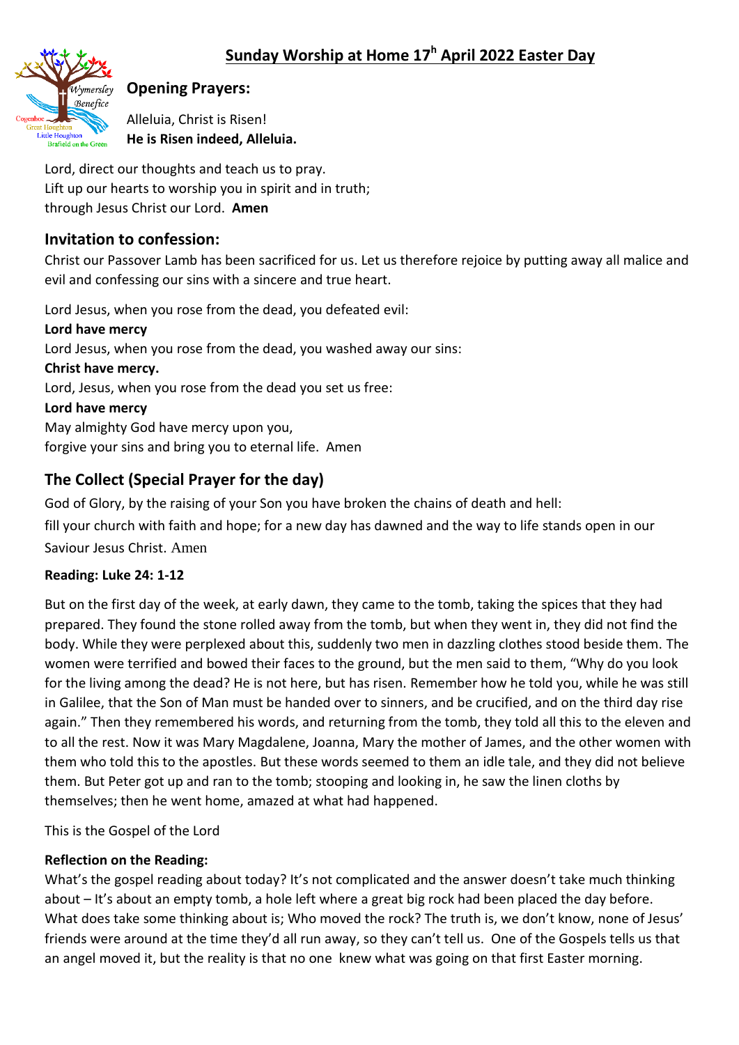# Sunday Worship at Home 17h April 2022 Easter Day

Wymersley Benefice
Cogenhoe
Great Houghton
Little Houghton
Brafield on the Green

## Opening Prayers:

Alleluia, Christ is Risen!
**He is Risen indeed, Alleluia.**

Lord, direct our thoughts and teach us to pray.
Lift up our hearts to worship you in spirit and in truth;
through Jesus Christ our Lord. **Amen**

## Invitation to confession:

Christ our Passover Lamb has been sacrificed for us. Let us therefore rejoice by putting away all malice and evil and confessing our sins with a sincere and true heart.

Lord Jesus, when you rose from the dead, you defeated evil:
**Lord have mercy**
Lord Jesus, when you rose from the dead, you washed away our sins:
**Christ have mercy.**
Lord, Jesus, when you rose from the dead you set us free:
**Lord have mercy**
May almighty God have mercy upon you,
forgive your sins and bring you to eternal life. Amen

## The Collect (Special Prayer for the day)

God of Glory, by the raising of your Son you have broken the chains of death and hell:
fill your church with faith and hope; for a new day has dawned and the way to life stands open in our Saviour Jesus Christ. Amen

**Reading: Luke 24: 1-12**

But on the first day of the week, at early dawn, they came to the tomb, taking the spices that they had prepared. They found the stone rolled away from the tomb, but when they went in, they did not find the body. While they were perplexed about this, suddenly two men in dazzling clothes stood beside them. The women were terrified and bowed their faces to the ground, but the men said to them, "Why do you look for the living among the dead? He is not here, but has risen. Remember how he told you, while he was still in Galilee, that the Son of Man must be handed over to sinners, and be crucified, and on the third day rise again." Then they remembered his words, and returning from the tomb, they told all this to the eleven and to all the rest. Now it was Mary Magdalene, Joanna, Mary the mother of James, and the other women with them who told this to the apostles. But these words seemed to them an idle tale, and they did not believe them. But Peter got up and ran to the tomb; stooping and looking in, he saw the linen cloths by themselves; then he went home, amazed at what had happened.

This is the Gospel of the Lord

**Reflection on the Reading:**
What's the gospel reading about today? It's not complicated and the answer doesn't take much thinking about – It's about an empty tomb, a hole left where a great big rock had been placed the day before. What does take some thinking about is; Who moved the rock? The truth is, we don't know, none of Jesus' friends were around at the time they'd all run away, so they can't tell us. One of the Gospels tells us that an angel moved it, but the reality is that no one knew what was going on that first Easter morning.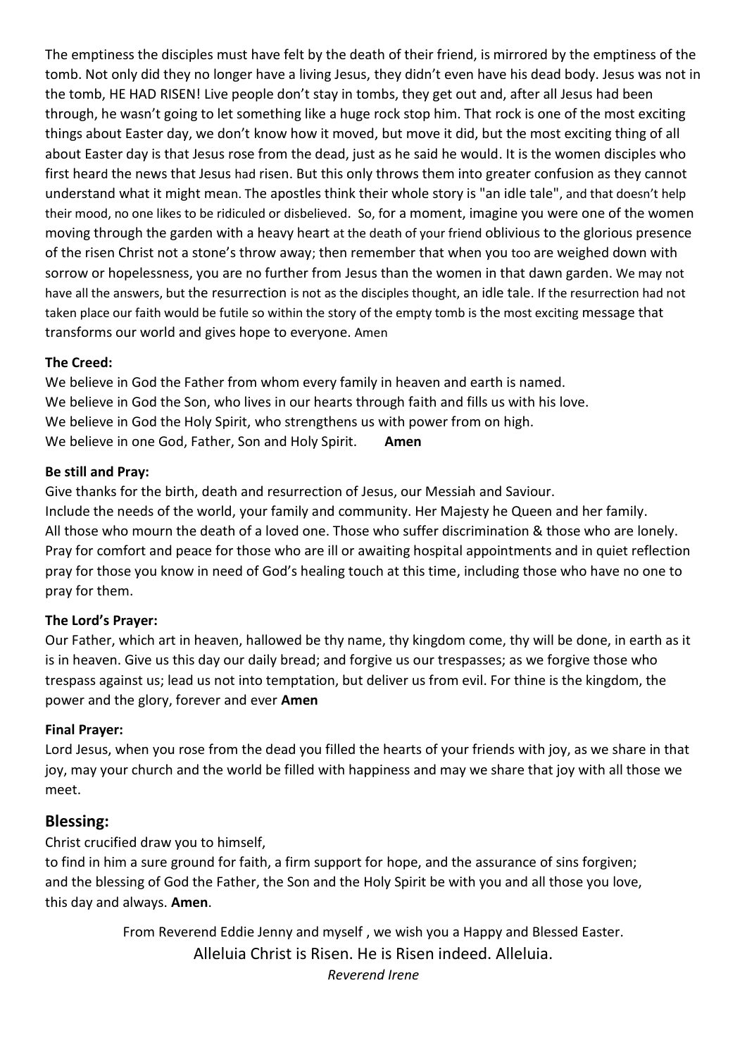The emptiness the disciples must have felt by the death of their friend, is mirrored by the emptiness of the tomb. Not only did they no longer have a living Jesus, they didn't even have his dead body. Jesus was not in the tomb, HE HAD RISEN! Live people don't stay in tombs, they get out and, after all Jesus had been through, he wasn't going to let something like a huge rock stop him. That rock is one of the most exciting things about Easter day, we don't know how it moved, but move it did, but the most exciting thing of all about Easter day is that Jesus rose from the dead, just as he said he would. It is the women disciples who first heard the news that Jesus had risen. But this only throws them into greater confusion as they cannot understand what it might mean. The apostles think their whole story is "an idle tale", and that doesn't help their mood, no one likes to be ridiculed or disbelieved. So, for a moment, imagine you were one of the women moving through the garden with a heavy heart at the death of your friend oblivious to the glorious presence of the risen Christ not a stone's throw away; then remember that when you too are weighed down with sorrow or hopelessness, you are no further from Jesus than the women in that dawn garden. We may not have all the answers, but the resurrection is not as the disciples thought, an idle tale. If the resurrection had not taken place our faith would be futile so within the story of the empty tomb is the most exciting message that transforms our world and gives hope to everyone. Amen

**The Creed:**

We believe in God the Father from whom every family in heaven and earth is named.
We believe in God the Son, who lives in our hearts through faith and fills us with his love.
We believe in God the Holy Spirit, who strengthens us with power from on high.
We believe in one God, Father, Son and Holy Spirit. **Amen**

**Be still and Pray:**

Give thanks for the birth, death and resurrection of Jesus, our Messiah and Saviour.
Include the needs of the world, your family and community. Her Majesty he Queen and her family.
All those who mourn the death of a loved one. Those who suffer discrimination & those who are lonely.
Pray for comfort and peace for those who are ill or awaiting hospital appointments and in quiet reflection pray for those you know in need of God's healing touch at this time, including those who have no one to pray for them.

**The Lord's Prayer:**

Our Father, which art in heaven, hallowed be thy name, thy kingdom come, thy will be done, in earth as it is in heaven. Give us this day our daily bread; and forgive us our trespasses; as we forgive those who trespass against us; lead us not into temptation, but deliver us from evil. For thine is the kingdom, the power and the glory, forever and ever **Amen**

**Final Prayer:**

Lord Jesus, when you rose from the dead you filled the hearts of your friends with joy, as we share in that joy, may your church and the world be filled with happiness and may we share that joy with all those we meet.

## Blessing:

Christ crucified draw you to himself,
to find in him a sure ground for faith, a firm support for hope, and the assurance of sins forgiven;
and the blessing of God the Father, the Son and the Holy Spirit be with you and all those you love,
this day and always. **Amen**.

From Reverend Eddie Jenny and myself , we wish you a Happy and Blessed Easter.

Alleluia Christ is Risen. He is Risen indeed. Alleluia.

*Reverend Irene*